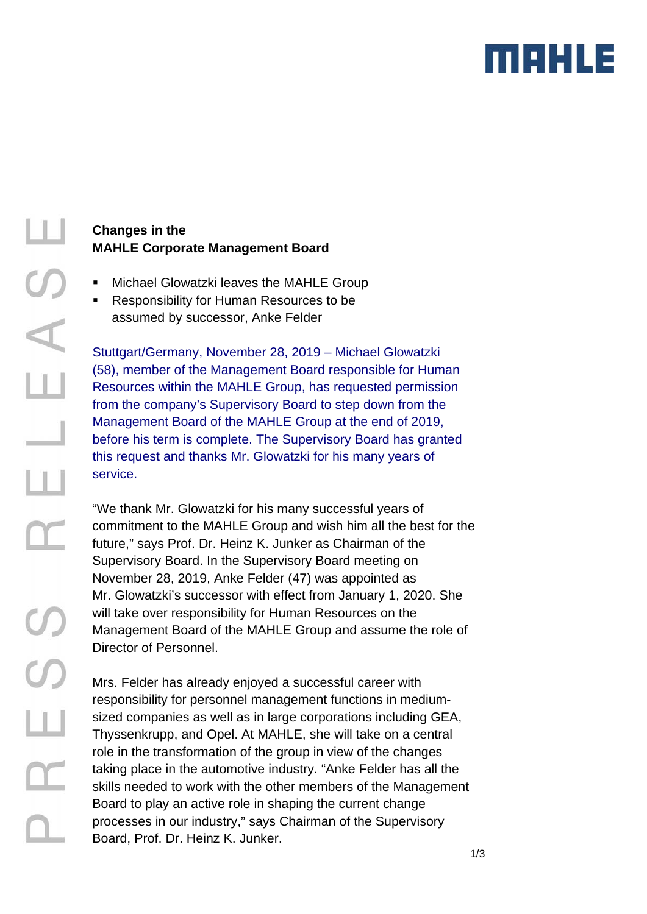MAHLE

PRESS RELEASE

# Changes in the MAHLE Corporate Management Board

- Michael Glowatzki leaves the MAHLE Group
- Responsibility for Human Resources to be assumed by successor, Anke Felder

Stuttgart/Germany, November 28, 2019 – Michael Glowatzki (58), member of the Management Board responsible for Human Resources within the MAHLE Group, has requested permission from the company's Supervisory Board to step down from the Management Board of the MAHLE Group at the end of 2019, before his term is complete. The Supervisory Board has granted this request and thanks Mr. Glowatzki for his many years of service.

"We thank Mr. Glowatzki for his many successful years of commitment to the MAHLE Group and wish him all the best for the future," says Prof. Dr. Heinz K. Junker as Chairman of the Supervisory Board. In the Supervisory Board meeting on November 28, 2019, Anke Felder (47) was appointed as Mr. Glowatzki's successor with effect from January 1, 2020. She will take over responsibility for Human Resources on the Management Board of the MAHLE Group and assume the role of Director of Personnel.

Mrs. Felder has already enjoyed a successful career with responsibility for personnel management functions in medium-sized companies as well as in large corporations including GEA, Thyssenkrupp, and Opel. At MAHLE, she will take on a central role in the transformation of the group in view of the changes taking place in the automotive industry. "Anke Felder has all the skills needed to work with the other members of the Management Board to play an active role in shaping the current change processes in our industry," says Chairman of the Supervisory Board, Prof. Dr. Heinz K. Junker.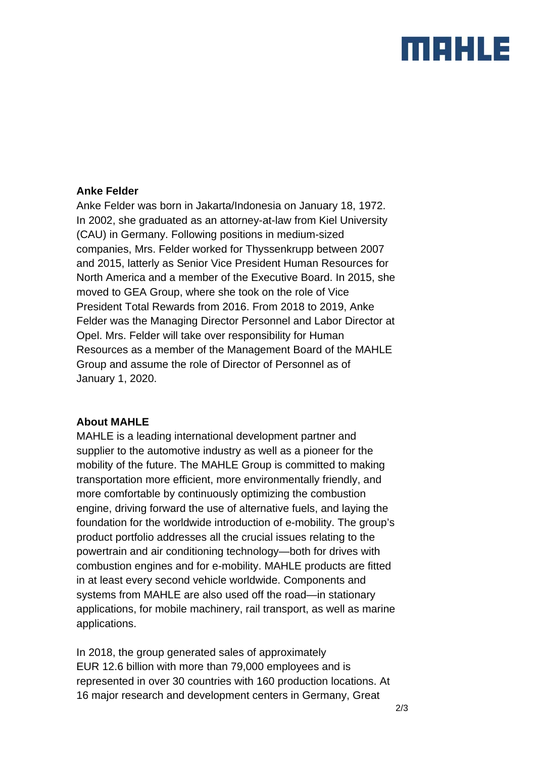**Anke Felder**

Anke Felder was born in Jakarta/Indonesia on January 18, 1972. In 2002, she graduated as an attorney-at-law from Kiel University (CAU) in Germany. Following positions in medium-sized companies, Mrs. Felder worked for Thyssenkrupp between 2007 and 2015, latterly as Senior Vice President Human Resources for North America and a member of the Executive Board. In 2015, she moved to GEA Group, where she took on the role of Vice President Total Rewards from 2016. From 2018 to 2019, Anke Felder was the Managing Director Personnel and Labor Director at Opel. Mrs. Felder will take over responsibility for Human Resources as a member of the Management Board of the MAHLE Group and assume the role of Director of Personnel as of January 1, 2020.

**About MAHLE**

MAHLE is a leading international development partner and supplier to the automotive industry as well as a pioneer for the mobility of the future. The MAHLE Group is committed to making transportation more efficient, more environmentally friendly, and more comfortable by continuously optimizing the combustion engine, driving forward the use of alternative fuels, and laying the foundation for the worldwide introduction of e-mobility. The group's product portfolio addresses all the crucial issues relating to the powertrain and air conditioning technology—both for drives with combustion engines and for e-mobility. MAHLE products are fitted in at least every second vehicle worldwide. Components and systems from MAHLE are also used off the road—in stationary applications, for mobile machinery, rail transport, as well as marine applications.

In 2018, the group generated sales of approximately EUR 12.6 billion with more than 79,000 employees and is represented in over 30 countries with 160 production locations. At 16 major research and development centers in Germany, Great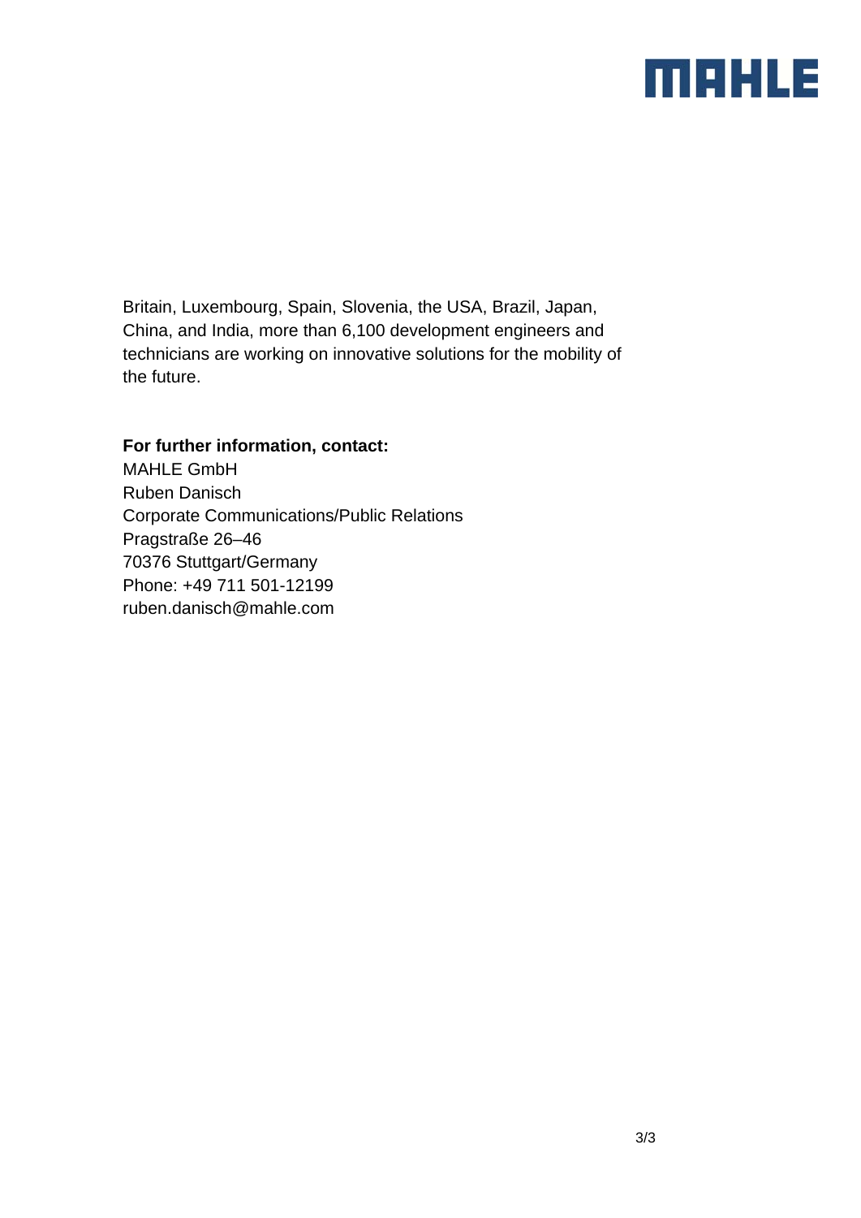Britain, Luxembourg, Spain, Slovenia, the USA, Brazil, Japan, China, and India, more than 6,100 development engineers and technicians are working on innovative solutions for the mobility of the future.

**For further information, contact:**
MAHLE GmbH
Ruben Danisch
Corporate Communications/Public Relations
Pragstraße 26–46
70376 Stuttgart/Germany
Phone: +49 711 501-12199
ruben.danisch@mahle.com